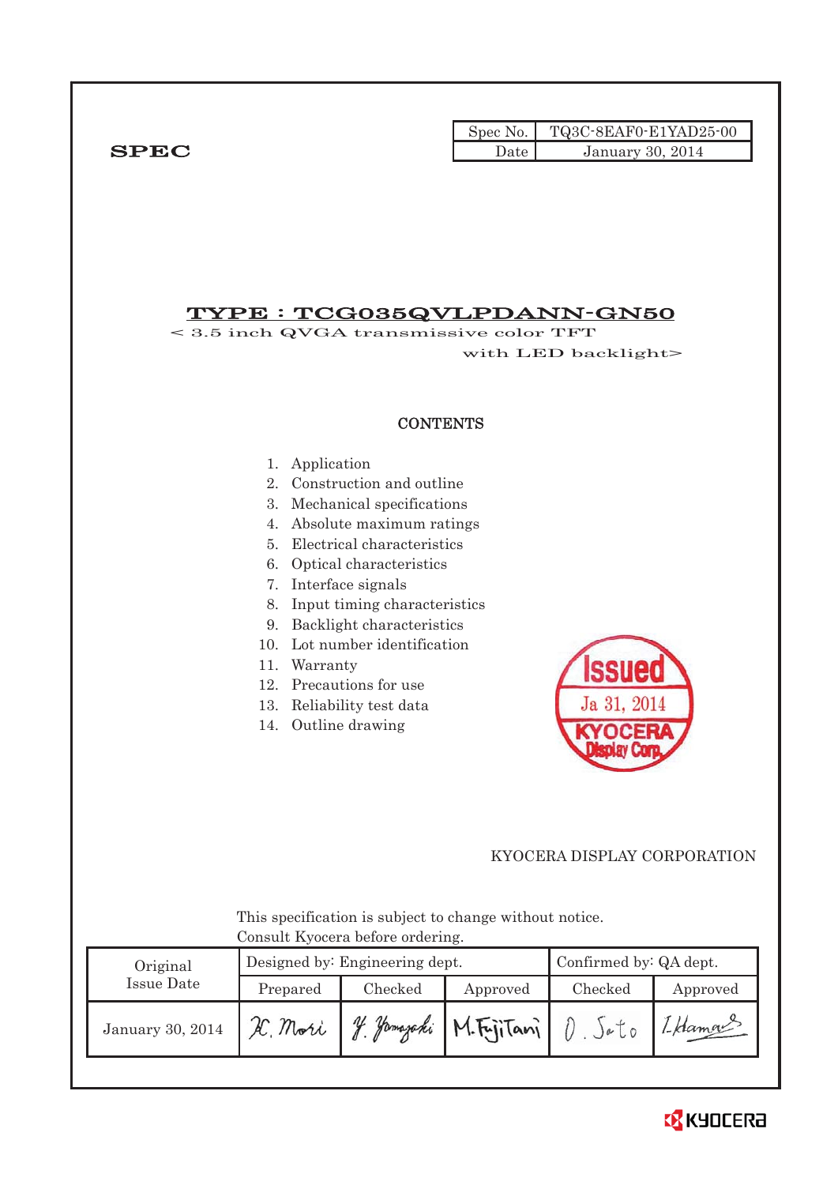| Spec No. | TQ3C-8EAF0-E1YAD25-00 |
|---|---|
| Date | January 30, 2014 |

**SPEC**

# TYPE : TCG035QVLPDANN-GN50

< 3.5 inch QVGA transmissive color TFT with LED backlight>

## CONTENTS

1. Application
2. Construction and outline
3. Mechanical specifications
4. Absolute maximum ratings
5. Electrical characteristics
6. Optical characteristics
7. Interface signals
8. Input timing characteristics
9. Backlight characteristics
10. Lot number identification
11. Warranty
12. Precautions for use
13. Reliability test data
14. Outline drawing

Issued Ja 31, 2014 KYOCERA Display Corp.

KYOCERA DISPLAY CORPORATION

This specification is subject to change without notice.
Consult Kyocera before ordering.

| Original Issue Date | Designed by: Engineering dept. | | | Confirmed by: QA dept. | |
|---|---|---|---|---|---|
| | Prepared | Checked | Approved | Checked | Approved |
| January 30, 2014 | H. Mori | Y. Yamazaki | M. Fujitani | O. Sato | I. Hamao |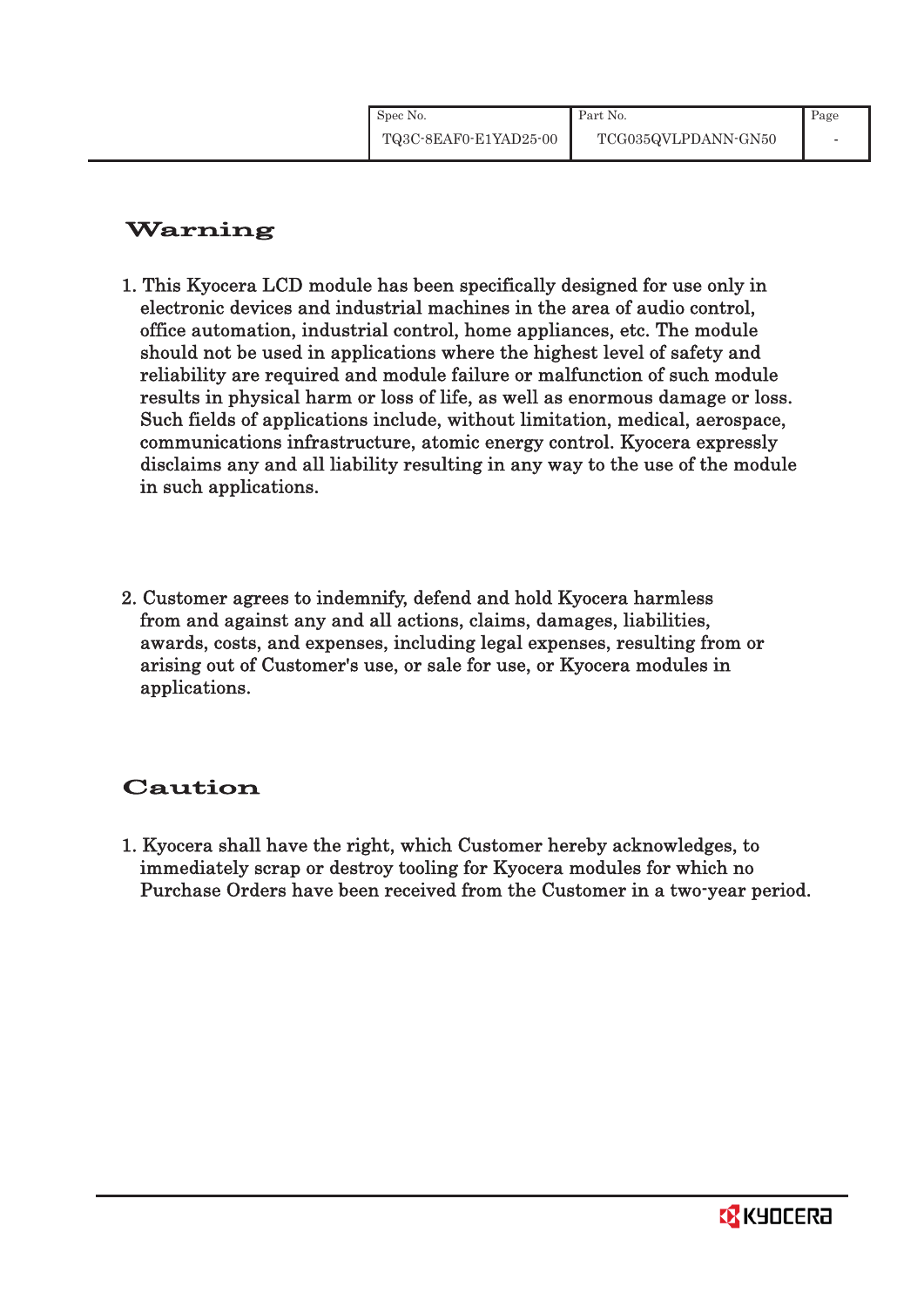## Warning

1. This Kyocera LCD module has been specifically designed for use only in electronic devices and industrial machines in the area of audio control, office automation, industrial control, home appliances, etc. The module should not be used in applications where the highest level of safety and reliability are required and module failure or malfunction of such module results in physical harm or loss of life, as well as enormous damage or loss. Such fields of applications include, without limitation, medical, aerospace, communications infrastructure, atomic energy control. Kyocera expressly disclaims any and all liability resulting in any way to the use of the module in such applications.

2. Customer agrees to indemnify, defend and hold Kyocera harmless from and against any and all actions, claims, damages, liabilities, awards, costs, and expenses, including legal expenses, resulting from or arising out of Customer's use, or sale for use, or Kyocera modules in applications.

## Caution

1. Kyocera shall have the right, which Customer hereby acknowledges, to immediately scrap or destroy tooling for Kyocera modules for which no Purchase Orders have been received from the Customer in a two-year period.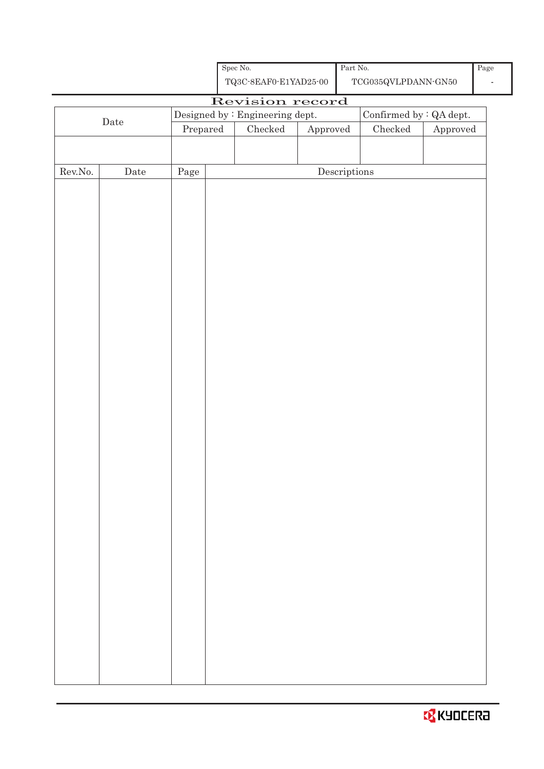| Spec No. | Part No. | Page |
|---|---|---|
| TQ3C-8EAF0-E1YAD25-00 | TCG035QVLPDANN-GN50 | - |

# Revision record

| Date | Designed by : Engineering dept. | | | Confirmed by : QA dept. | |
|---|---|---|---|---|---|
| | Prepared | Checked | Approved | Checked | Approved |
| | | | | | |

| Rev.No. | Date | Page | Descriptions |
|---|---|---|---|
| | | | |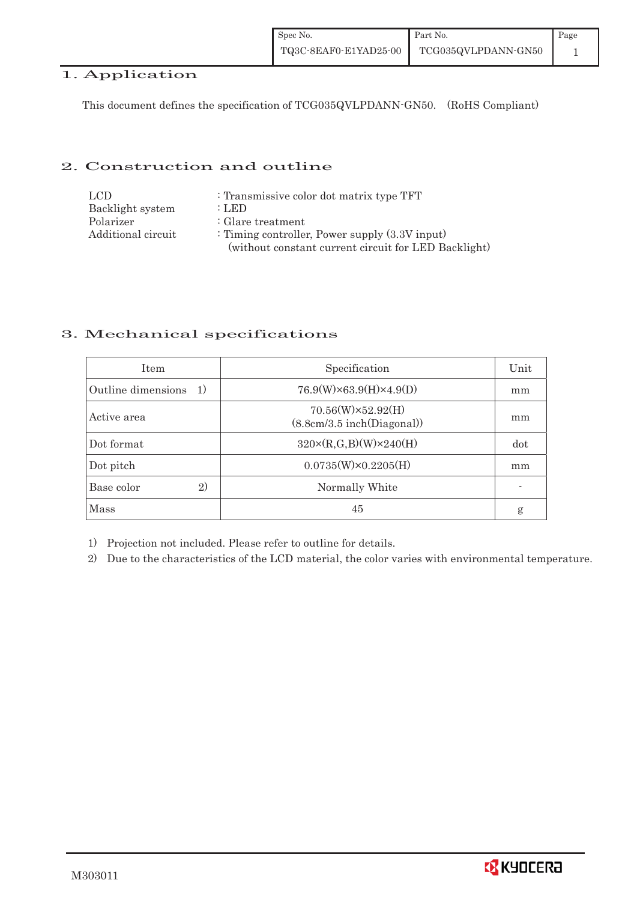## 1. Application

This document defines the specification of TCG035QVLPDANN-GN50. (RoHS Compliant)

## 2. Construction and outline

LCD : Transmissive color dot matrix type TFT
Backlight system : LED
Polarizer : Glare treatment
Additional circuit : Timing controller, Power supply (3.3V input)
(without constant current circuit for LED Backlight)

## 3. Mechanical specifications

| Item | Specification | Unit |
|---|---|---|
| Outline dimensions 1) | 76.9(W)×63.9(H)×4.9(D) | mm |
| Active area | 70.56(W)×52.92(H) (8.8cm/3.5 inch(Diagonal)) | mm |
| Dot format | 320×(R,G,B)(W)×240(H) | dot |
| Dot pitch | 0.0735(W)×0.2205(H) | mm |
| Base color 2) | Normally White | - |
| Mass | 45 | g |

1) Projection not included. Please refer to outline for details.
2) Due to the characteristics of the LCD material, the color varies with environmental temperature.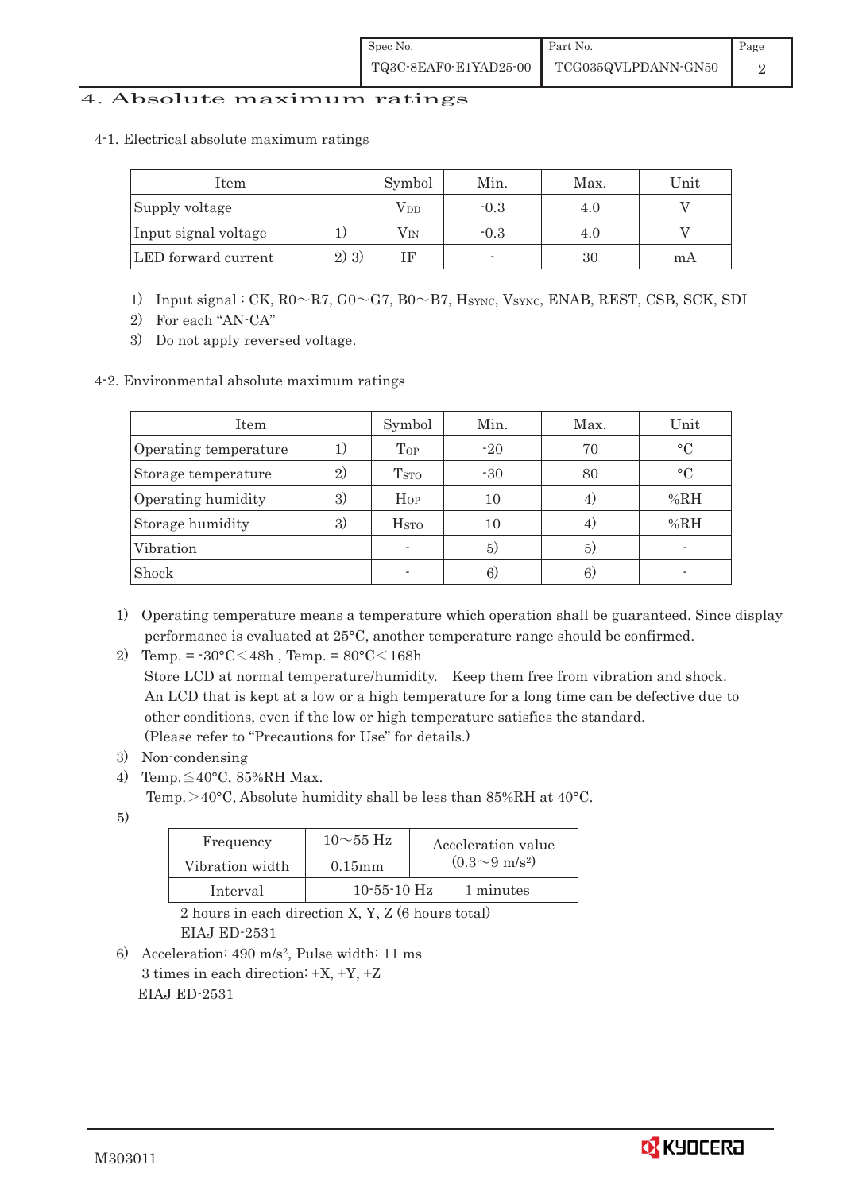## 4. Absolute maximum ratings

### 4-1. Electrical absolute maximum ratings

| Item | | Symbol | Min. | Max. | Unit |
|---|---|---|---|---|---|
| Supply voltage | | $V_{DD}$ | -0.3 | 4.0 | V |
| Input signal voltage | 1) | $V_{IN}$ | -0.3 | 4.0 | V |
| LED forward current | 2) 3) | IF | - | 30 | mA |

1) Input signal : CK, R0～R7, G0～G7, B0～B7, $H_{SYNC}$, $V_{SYNC}$, ENAB, REST, CSB, SCK, SDI
2) For each "AN-CA"
3) Do not apply reversed voltage.

### 4-2. Environmental absolute maximum ratings

| Item | | Symbol | Min. | Max. | Unit |
|---|---|---|---|---|---|
| Operating temperature | 1) | $T_{OP}$ | -20 | 70 | °C |
| Storage temperature | 2) | $T_{STO}$ | -30 | 80 | °C |
| Operating humidity | 3) | $H_{OP}$ | 10 | 4) | %RH |
| Storage humidity | 3) | $H_{STO}$ | 10 | 4) | %RH |
| Vibration | | - | 5) | 5) | - |
| Shock | | - | 6) | 6) | - |

1) Operating temperature means a temperature which operation shall be guaranteed. Since display performance is evaluated at 25°C, another temperature range should be confirmed.
2) Temp. = -30°C<48h , Temp. = 80°C<168h
   Store LCD at normal temperature/humidity. Keep them free from vibration and shock.
   An LCD that is kept at a low or a high temperature for a long time can be defective due to other conditions, even if the low or high temperature satisfies the standard.
   (Please refer to "Precautions for Use" for details.)
3) Non-condensing
4) Temp.≦40°C, 85%RH Max.
   Temp.>40°C, Absolute humidity shall be less than 85%RH at 40°C.
5)

| Frequency | 10～55 Hz | Acceleration value $(0.3～9\ m/s^2)$ |
|---|---|---|
| Vibration width | 0.15mm | |
| Interval | 10-55-10 Hz | 1 minutes |

   2 hours in each direction X, Y, Z (6 hours total)
   EIAJ ED-2531
6) Acceleration: 490 $m/s^2$, Pulse width: 11 ms
   3 times in each direction: ±X, ±Y, ±Z
   EIAJ ED-2531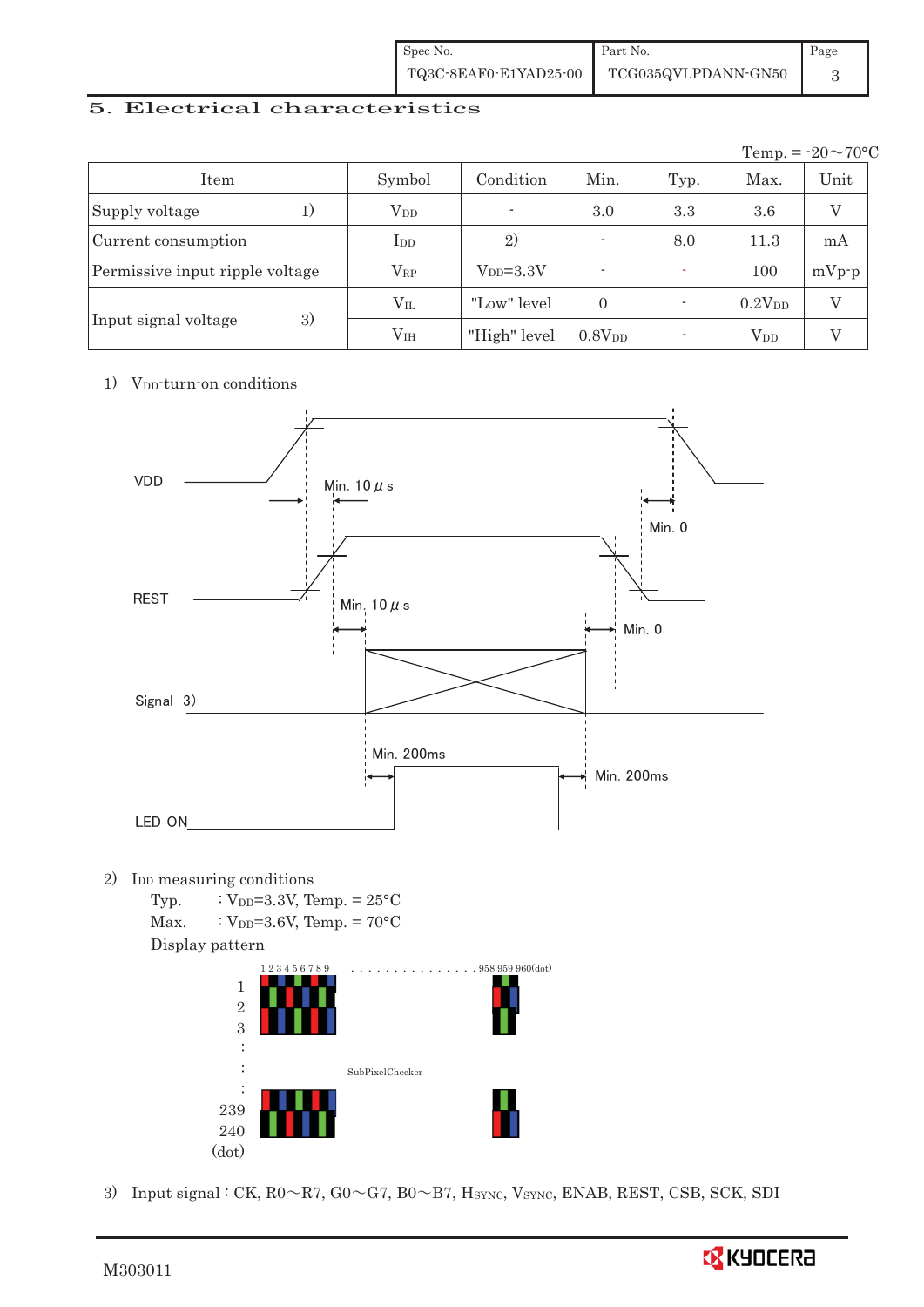## 5. Electrical characteristics

Temp. = -20～70°C

| Item | | Symbol | Condition | Min. | Typ. | Max. | Unit |
|---|---|---|---|---|---|---|---|
| Supply voltage | 1) | $V_{DD}$ | - | 3.0 | 3.3 | 3.6 | V |
| Current consumption | | $I_{DD}$ | 2) | - | 8.0 | 11.3 | mA |
| Permissive input ripple voltage | | $V_{RP}$ | $V_{DD}$=3.3V | - | - | 100 | mVp-p |
| Input signal voltage | 3) | $V_{IL}$ | "Low" level | 0 | - | $0.2V_{DD}$ | V |
| | | $V_{IH}$ | "High" level | $0.8V_{DD}$ | - | $V_{DD}$ | V |

1) $V_{DD}$-turn-on conditions

VDD, REST, Signal 3), LED ON timing: Min. 10 μs (VDD to REST rise), Min. 10 μs (REST to Signal), Min. 200ms (Signal to LED ON), Min. 200ms (LED off to Signal stop), Min. 0 (Signal stop to REST fall), Min. 0 (REST fall to VDD fall)

2) $I_{DD}$ measuring conditions

Typ. : $V_{DD}$=3.3V, Temp. = 25°C

Max. : $V_{DD}$=3.6V, Temp. = 70°C

Display pattern

SubPixelChecker (1 2 3 4 5 6 7 8 9 . . . 958 959 960 (dot); rows 1, 2, 3 … 239, 240 (dot))

3) Input signal : CK, R0～R7, G0～G7, B0～B7, $H_{SYNC}$, $V_{SYNC}$, ENAB, REST, CSB, SCK, SDI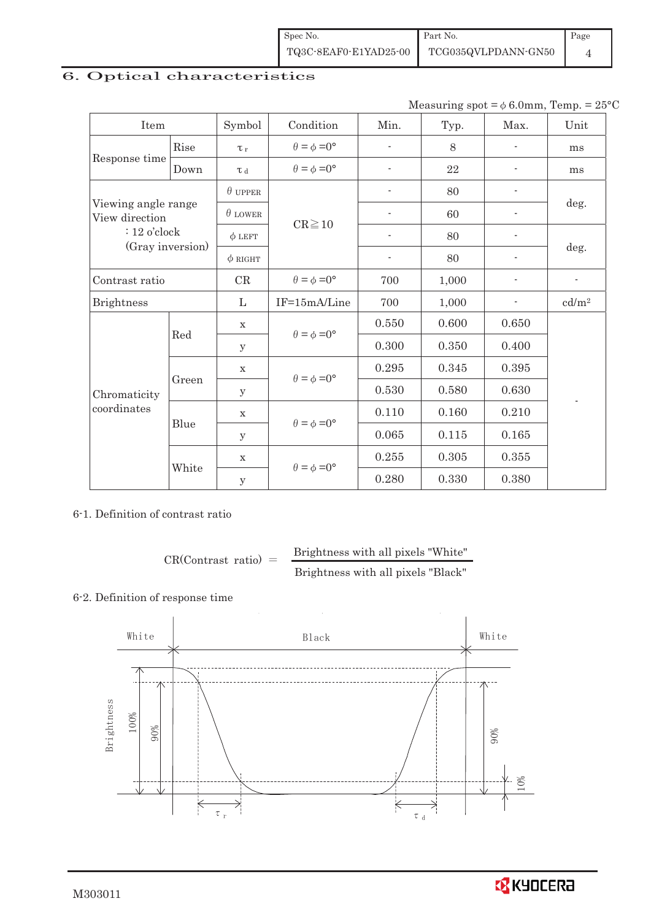# 6. Optical characteristics

Measuring spot = $\phi$ 6.0mm, Temp. = 25°C

| Item | | Symbol | Condition | Min. | Typ. | Max. | Unit |
|---|---|---|---|---|---|---|---|
| Response time | Rise | $\tau_r$ | $\theta = \phi = 0°$ | - | 8 | - | ms |
| | Down | $\tau_d$ | $\theta = \phi = 0°$ | - | 22 | - | ms |
| Viewing angle range View direction : 12 o'clock (Gray inversion) | | $\theta$ UPPER | CR≧10 | - | 80 | - | deg. |
| | | $\theta$ LOWER | | - | 60 | - | |
| | | $\phi$ LEFT | | - | 80 | - | deg. |
| | | $\phi$ RIGHT | | - | 80 | - | |
| Contrast ratio | | CR | $\theta = \phi = 0°$ | 700 | 1,000 | - | - |
| Brightness | | L | IF=15mA/Line | 700 | 1,000 | - | cd/m² |
| Chromaticity coordinates | Red | x | $\theta = \phi = 0°$ | 0.550 | 0.600 | 0.650 | - |
| | | y | | 0.300 | 0.350 | 0.400 | |
| | Green | x | $\theta = \phi = 0°$ | 0.295 | 0.345 | 0.395 | |
| | | y | | 0.530 | 0.580 | 0.630 | |
| | Blue | x | $\theta = \phi = 0°$ | 0.110 | 0.160 | 0.210 | |
| | | y | | 0.065 | 0.115 | 0.165 | |
| | White | x | $\theta = \phi = 0°$ | 0.255 | 0.305 | 0.355 | |
| | | y | | 0.280 | 0.330 | 0.380 | |

6-1. Definition of contrast ratio

$$\text{CR(Contrast ratio)} = \frac{\text{Brightness with all pixels "White"}}{\text{Brightness with all pixels "Black"}}$$

6-2. Definition of response time

White Black White

Brightness 100% 90% 90% 10%

$\tau_r$ $\tau_d$

M303011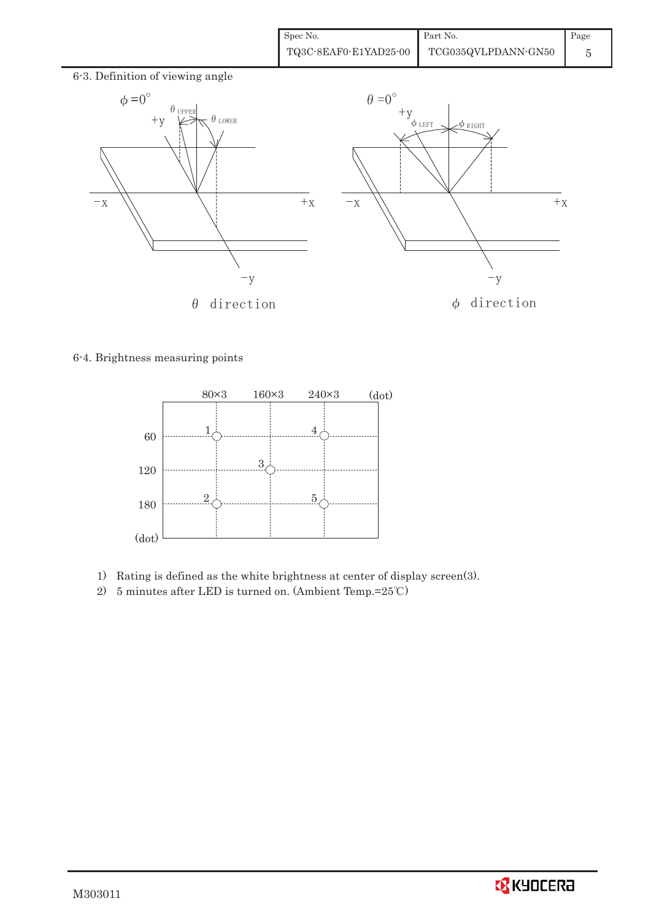6-3. Definition of viewing angle

$\phi = 0^\circ$ — $\theta$ direction ($\theta_{UPPER}$, $\theta_{LOWER}$)

$\theta = 0^\circ$ — $\phi$ direction ($\phi_{LEFT}$, $\phi_{RIGHT}$)

6-4. Brightness measuring points

| (dot) | 80×3 | 160×3 | 240×3 |
|---|---|---|---|
| 60 | 1 | | 4 |
| 120 | | 3 | |
| 180 | 2 | | 5 |

1) Rating is defined as the white brightness at center of display screen(3).
2) 5 minutes after LED is turned on. (Ambient Temp.=25℃)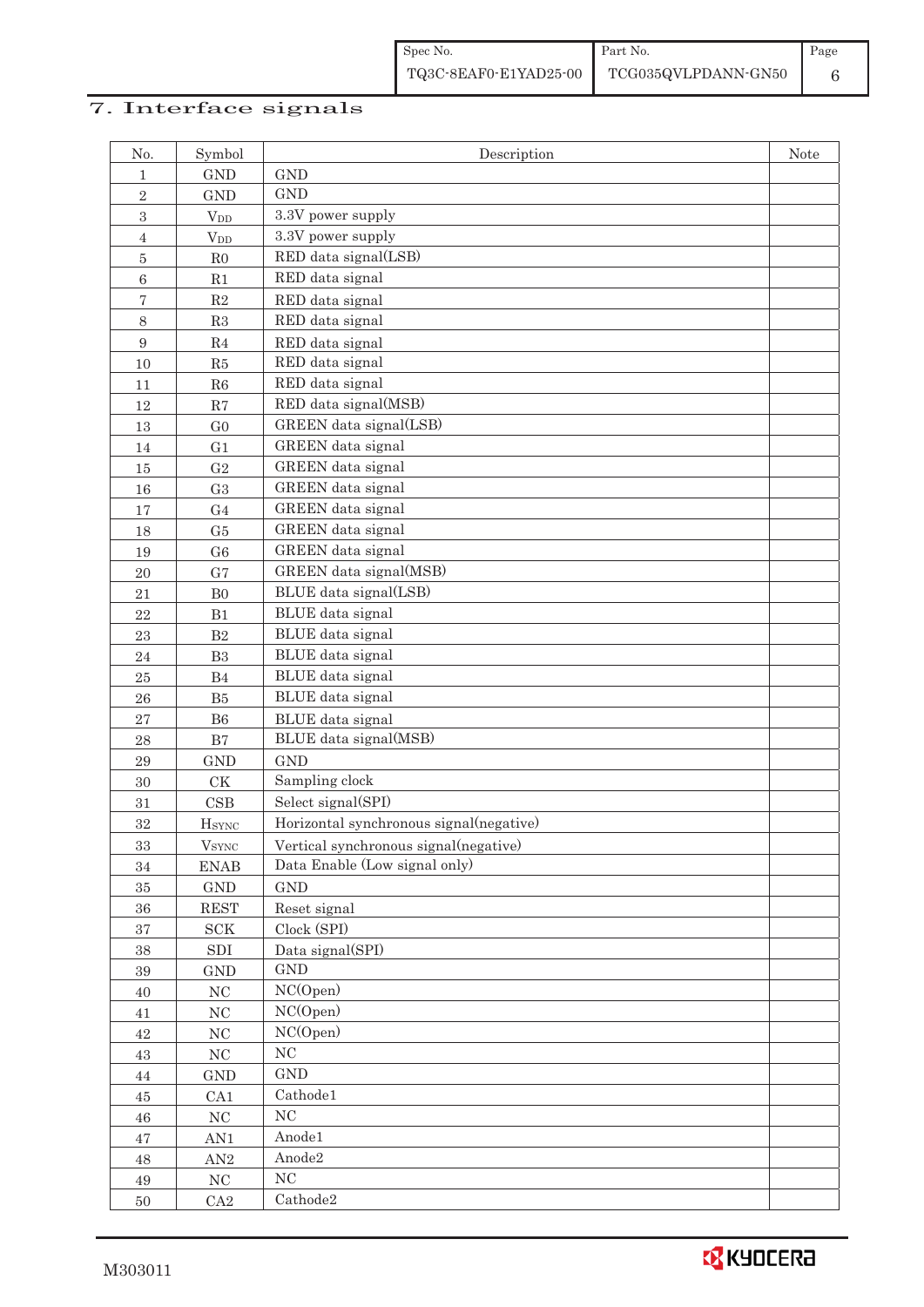## 7. Interface signals

| No. | Symbol | Description | Note |
|---|---|---|---|
| 1 | GND | GND | |
| 2 | GND | GND | |
| 3 | $V_{DD}$ | 3.3V power supply | |
| 4 | $V_{DD}$ | 3.3V power supply | |
| 5 | R0 | RED data signal(LSB) | |
| 6 | R1 | RED data signal | |
| 7 | R2 | RED data signal | |
| 8 | R3 | RED data signal | |
| 9 | R4 | RED data signal | |
| 10 | R5 | RED data signal | |
| 11 | R6 | RED data signal | |
| 12 | R7 | RED data signal(MSB) | |
| 13 | G0 | GREEN data signal(LSB) | |
| 14 | G1 | GREEN data signal | |
| 15 | G2 | GREEN data signal | |
| 16 | G3 | GREEN data signal | |
| 17 | G4 | GREEN data signal | |
| 18 | G5 | GREEN data signal | |
| 19 | G6 | GREEN data signal | |
| 20 | G7 | GREEN data signal(MSB) | |
| 21 | B0 | BLUE data signal(LSB) | |
| 22 | B1 | BLUE data signal | |
| 23 | B2 | BLUE data signal | |
| 24 | B3 | BLUE data signal | |
| 25 | B4 | BLUE data signal | |
| 26 | B5 | BLUE data signal | |
| 27 | B6 | BLUE data signal | |
| 28 | B7 | BLUE data signal(MSB) | |
| 29 | GND | GND | |
| 30 | CK | Sampling clock | |
| 31 | CSB | Select signal(SPI) | |
| 32 | $H_{SYNC}$ | Horizontal synchronous signal(negative) | |
| 33 | $V_{SYNC}$ | Vertical synchronous signal(negative) | |
| 34 | ENAB | Data Enable (Low signal only) | |
| 35 | GND | GND | |
| 36 | REST | Reset signal | |
| 37 | SCK | Clock (SPI) | |
| 38 | SDI | Data signal(SPI) | |
| 39 | GND | GND | |
| 40 | NC | NC(Open) | |
| 41 | NC | NC(Open) | |
| 42 | NC | NC(Open) | |
| 43 | NC | NC | |
| 44 | GND | GND | |
| 45 | CA1 | Cathode1 | |
| 46 | NC | NC | |
| 47 | AN1 | Anode1 | |
| 48 | AN2 | Anode2 | |
| 49 | NC | NC | |
| 50 | CA2 | Cathode2 | |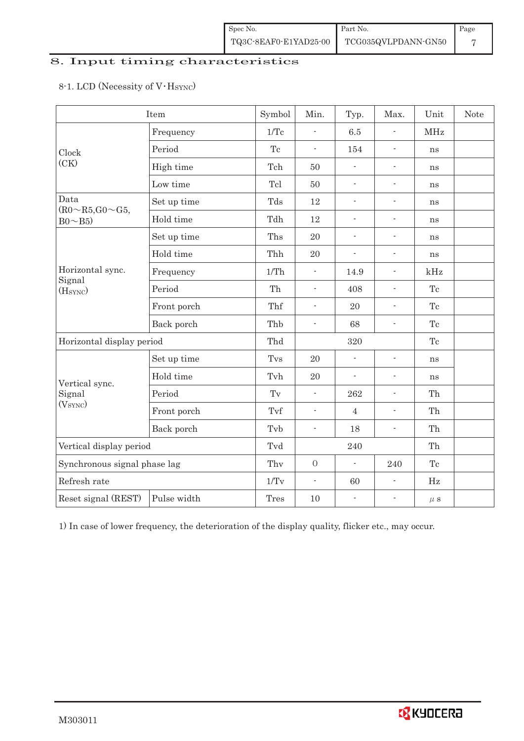## 8. Input timing characteristics

8-1. LCD (Necessity of V･HSYNC)

| Item | | Symbol | Min. | Typ. | Max. | Unit | Note |
|---|---|---|---|---|---|---|---|
| Clock (CK) | Frequency | 1/Tc | - | 6.5 | - | MHz | |
| | Period | Tc | - | 154 | - | ns | |
| | High time | Tch | 50 | - | - | ns | |
| | Low time | Tcl | 50 | - | - | ns | |
| Data (R0～R5,G0～G5, B0～B5) | Set up time | Tds | 12 | - | - | ns | |
| | Hold time | Tdh | 12 | - | - | ns | |
| Horizontal sync. Signal (HSYNC) | Set up time | Ths | 20 | - | - | ns | |
| | Hold time | Thh | 20 | - | - | ns | |
| | Frequency | 1/Th | - | 14.9 | - | kHz | |
| | Period | Th | - | 408 | - | Tc | |
| | Front porch | Thf | - | 20 | - | Tc | |
| | Back porch | Thb | - | 68 | - | Tc | |
| Horizontal display period | | Thd | | 320 | | Tc | |
| Vertical sync. Signal (VSYNC) | Set up time | Tvs | 20 | - | - | ns | |
| | Hold time | Tvh | 20 | - | - | ns | |
| | Period | Tv | - | 262 | - | Th | |
| | Front porch | Tvf | - | 4 | - | Th | |
| | Back porch | Tvb | - | 18 | - | Th | |
| Vertical display period | | Tvd | | 240 | | Th | |
| Synchronous signal phase lag | | Thv | 0 | - | 240 | Tc | |
| Refresh rate | | 1/Tv | - | 60 | - | Hz | |
| Reset signal (REST) | Pulse width | Tres | 10 | - | - | μs | |

1) In case of lower frequency, the deterioration of the display quality, flicker etc., may occur.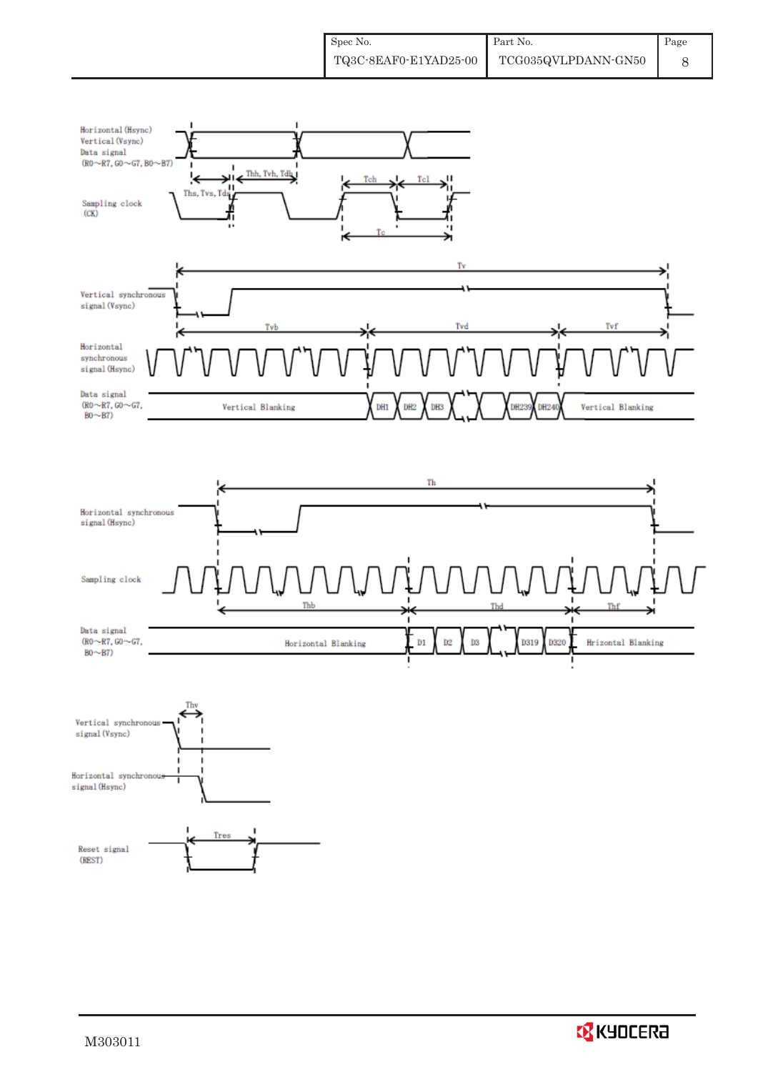Horizontal (Hsync)
Vertical (Vsync)
Data signal
(R0～R7, G0～G7, B0～B7)

Thh, Tvh, Tdh

Ths, Tvs, Tds

Tch Tcl

Sampling clock
(CK)

Tc

Tv

Vertical synchronous signal (Vsync)

Tvb Tvd Tvf

Horizontal synchronous signal (Hsync)

Data signal
(R0～R7, G0～G7, B0～B7)

Vertical Blanking DH1 DH2 DH3 DH239 DH240 Vertical Blanking

Th

Horizontal synchronous signal (Hsync)

Sampling clock

Thb Thd Thf

Data signal
(R0～R7, G0～G7, B0～B7)

Horizontal Blanking D1 D2 D3 D319 D320 Hrizontal Blanking

Thv

Vertical synchronous signal (Vsync)

Horizontal synchronous signal (Hsync)

Tres

Reset signal
(REST)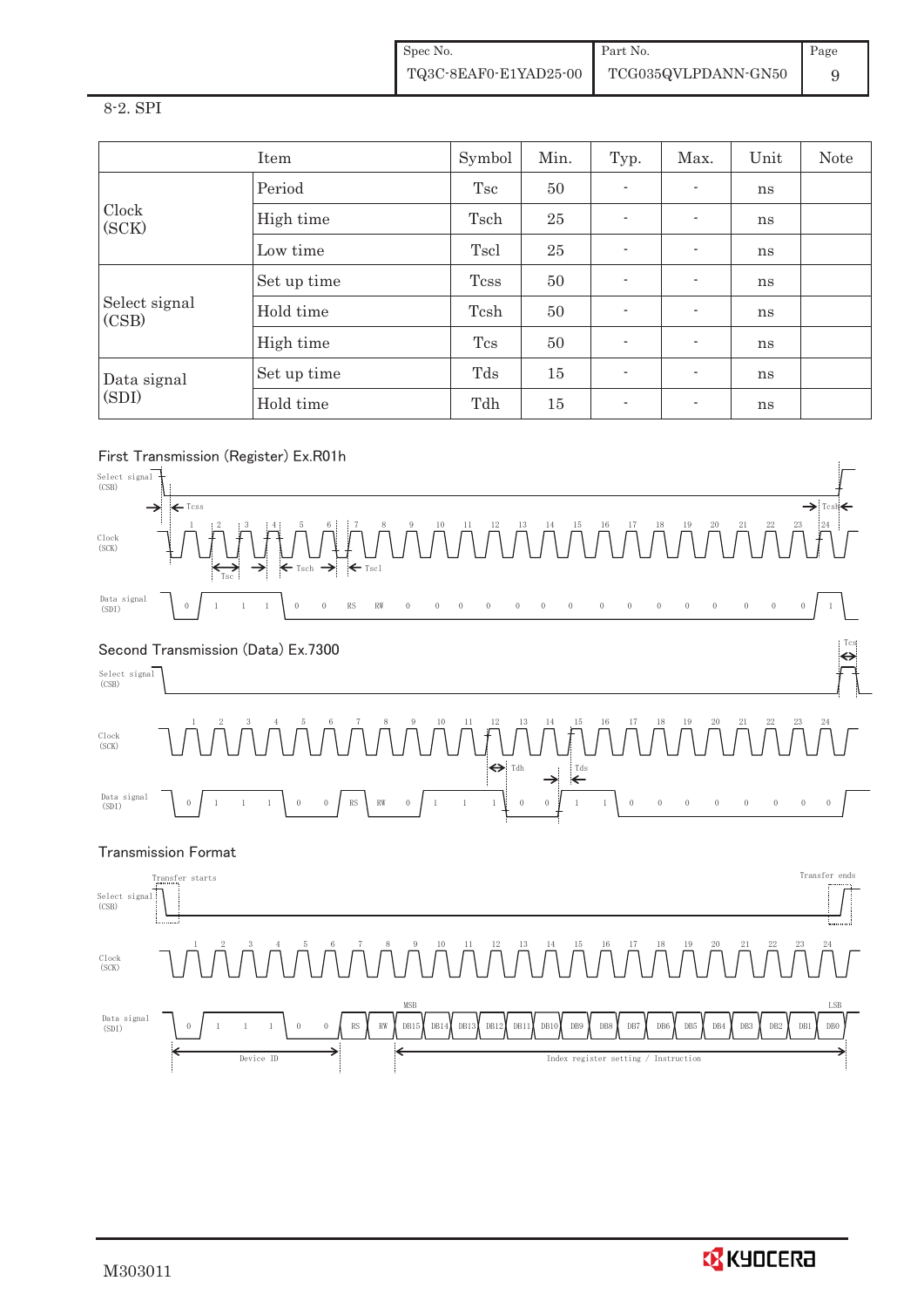8-2. SPI

| Item | | Symbol | Min. | Typ. | Max. | Unit | Note |
|---|---|---|---|---|---|---|---|
| Clock (SCK) | Period | Tsc | 50 | - | - | ns | |
| | High time | Tsch | 25 | - | - | ns | |
| | Low time | Tscl | 25 | - | - | ns | |
| Select signal (CSB) | Set up time | Tcss | 50 | - | - | ns | |
| | Hold time | Tcsh | 50 | - | - | ns | |
| | High time | Tcs | 50 | - | - | ns | |
| Data signal (SDI) | Set up time | Tds | 15 | - | - | ns | |
| | Hold time | Tdh | 15 | - | - | ns | |

First Transmission (Register) Ex.R01h

Second Transmission (Data) Ex.7300

Transmission Format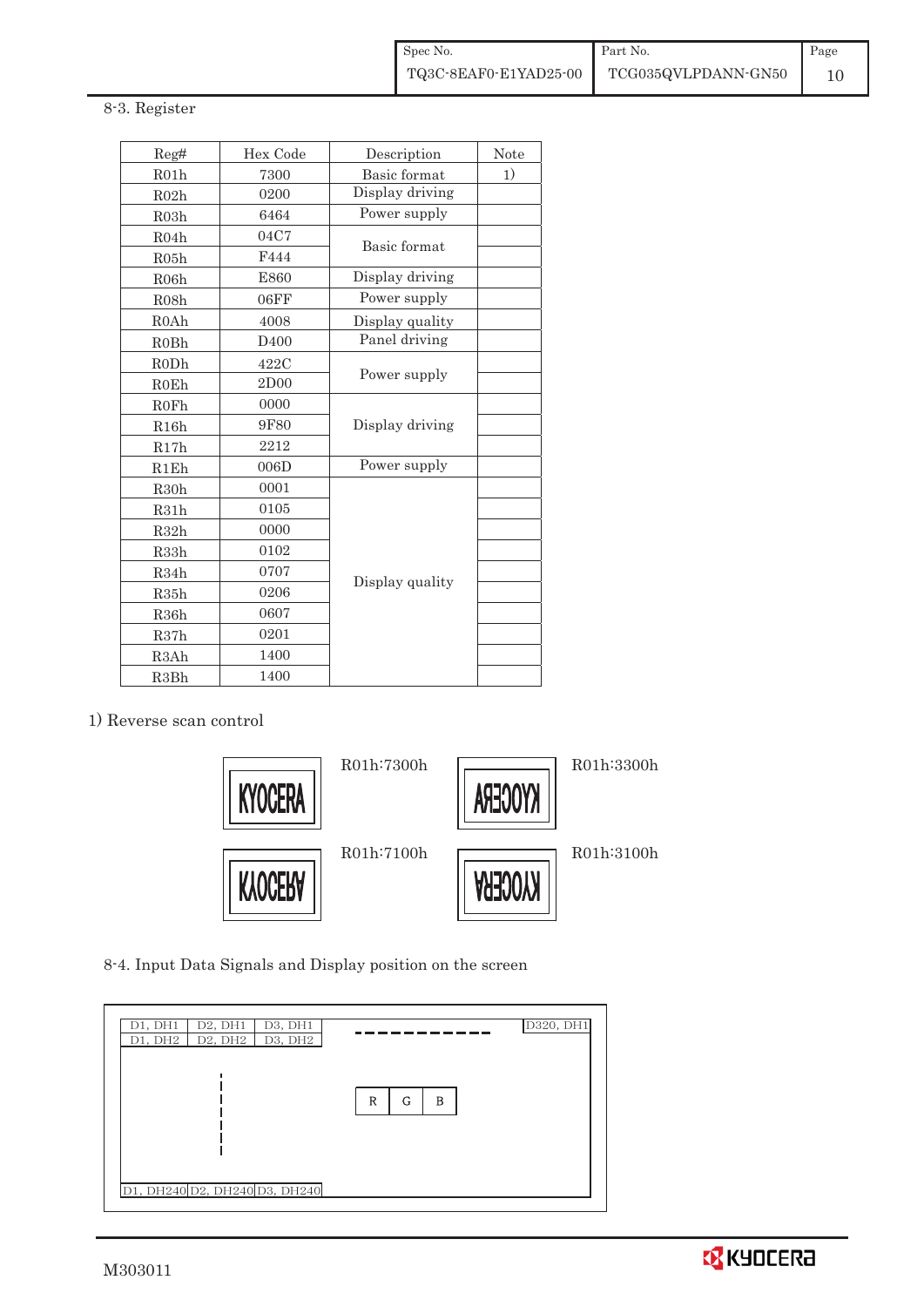## 8-3. Register

| Reg# | Hex Code | Description | Note |
|---|---|---|---|
| R01h | 7300 | Basic format | 1) |
| R02h | 0200 | Display driving | |
| R03h | 6464 | Power supply | |
| R04h | 04C7 | Basic format | |
| R05h | F444 | | |
| R06h | E860 | Display driving | |
| R08h | 06FF | Power supply | |
| R0Ah | 4008 | Display quality | |
| R0Bh | D400 | Panel driving | |
| R0Dh | 422C | Power supply | |
| R0Eh | 2D00 | | |
| R0Fh | 0000 | Display driving | |
| R16h | 9F80 | | |
| R17h | 2212 | | |
| R1Eh | 006D | Power supply | |
| R30h | 0001 | Display quality | |
| R31h | 0105 | | |
| R32h | 0000 | | |
| R33h | 0102 | | |
| R34h | 0707 | | |
| R35h | 0206 | | |
| R36h | 0607 | | |
| R37h | 0201 | | |
| R3Ah | 1400 | | |
| R3Bh | 1400 | | |

1) Reverse scan control

R01h:7300h R01h:3300h

R01h:7100h R01h:3100h

## 8-4. Input Data Signals and Display position on the screen

| D1, DH1 | D2, DH1 | D3, DH1 | ... | D320, DH1 |
|---|---|---|---|---|
| D1, DH2 | D2, DH2 | D3, DH2 | | |
| ⋮ | | | | |
| D1, DH240 | D2, DH240 | D3, DH240 | | |

R | G | B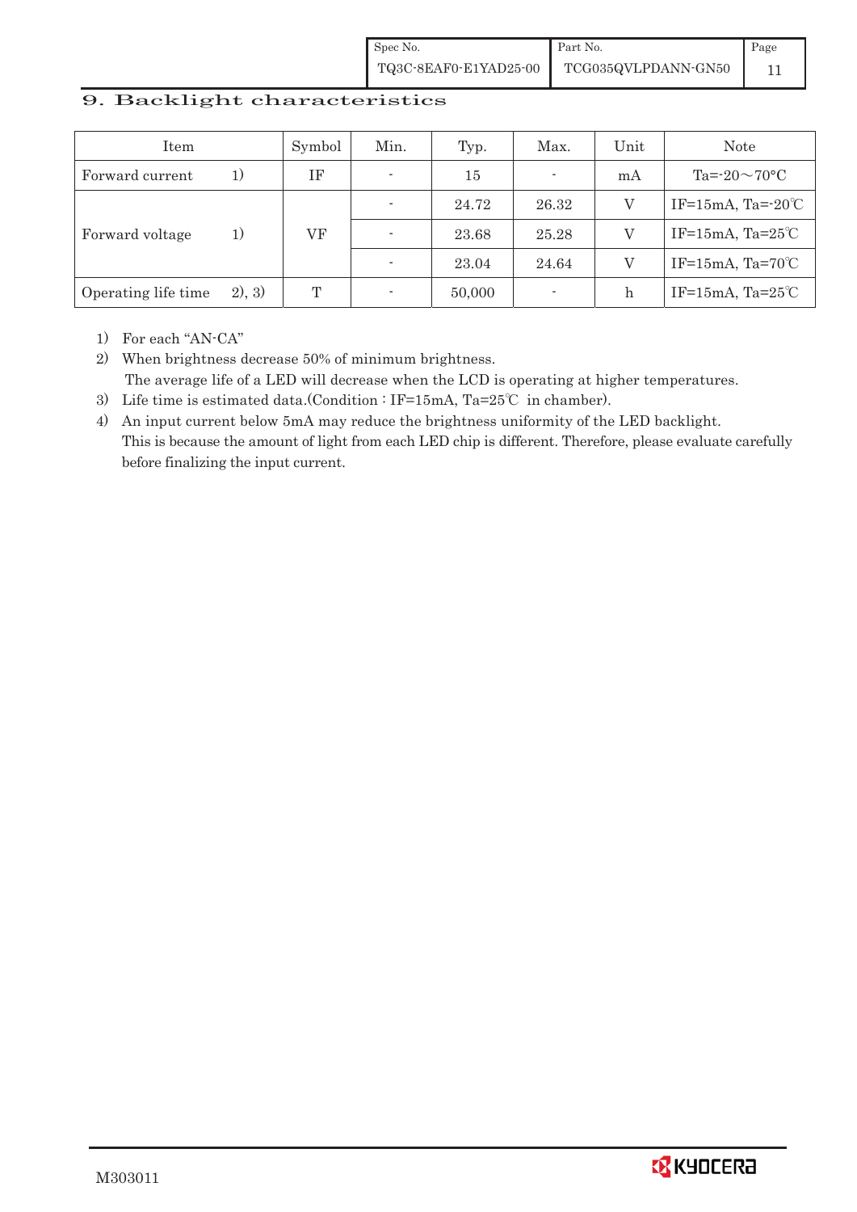## 9. Backlight characteristics

| Item | | Symbol | Min. | Typ. | Max. | Unit | Note |
|---|---|---|---|---|---|---|---|
| Forward current | 1) | IF | - | 15 | - | mA | Ta=-20～70°C |
| Forward voltage | 1) | VF | - | 24.72 | 26.32 | V | IF=15mA, Ta=-20℃ |
| | | | - | 23.68 | 25.28 | V | IF=15mA, Ta=25℃ |
| | | | - | 23.04 | 24.64 | V | IF=15mA, Ta=70℃ |
| Operating life time | 2), 3) | T | - | 50,000 | - | h | IF=15mA, Ta=25℃ |

1) For each "AN-CA"
2) When brightness decrease 50% of minimum brightness.
   The average life of a LED will decrease when the LCD is operating at higher temperatures.
3) Life time is estimated data.(Condition : IF=15mA, Ta=25℃ in chamber).
4) An input current below 5mA may reduce the brightness uniformity of the LED backlight.
   This is because the amount of light from each LED chip is different. Therefore, please evaluate carefully before finalizing the input current.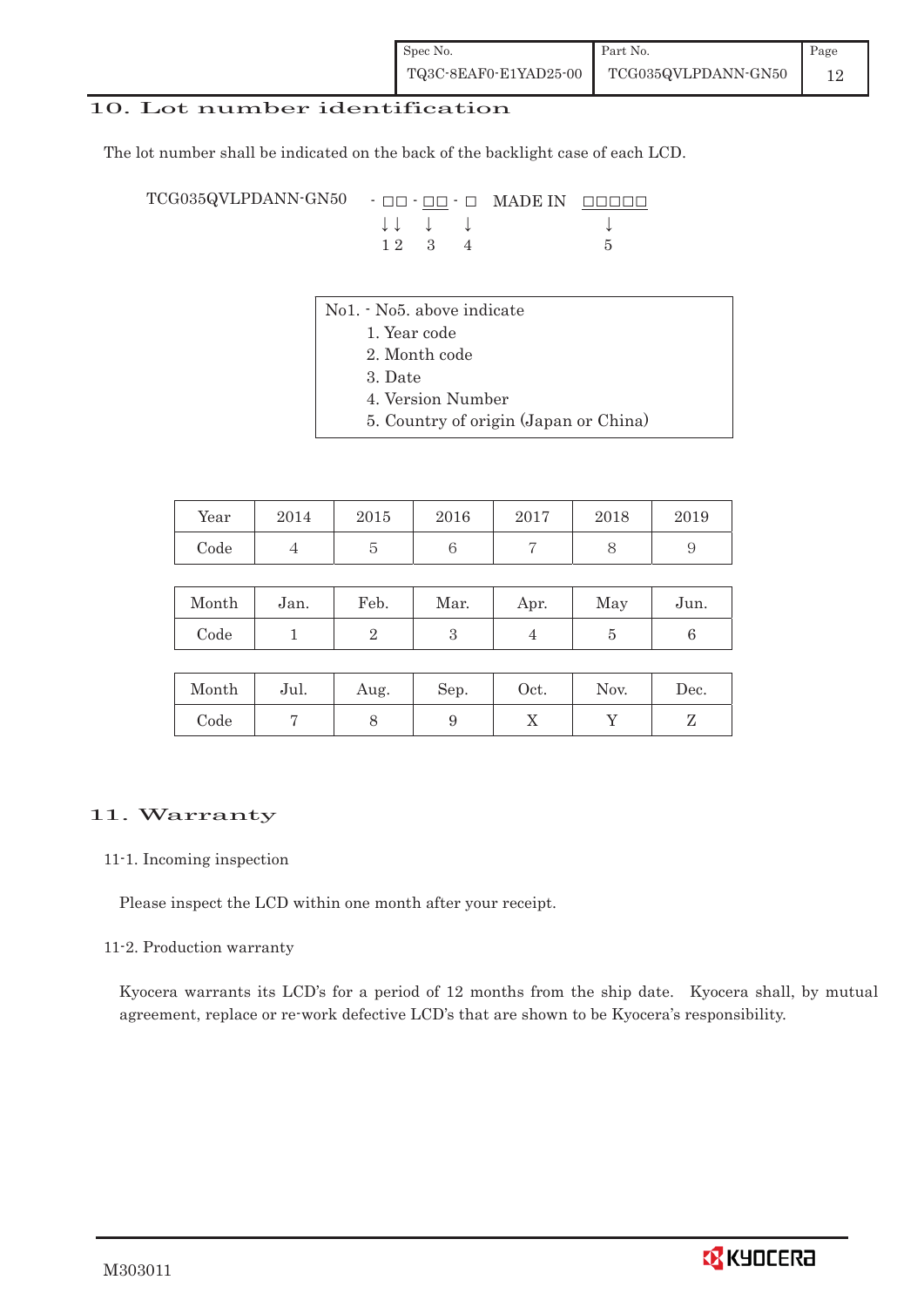## 10. Lot number identification

The lot number shall be indicated on the back of the backlight case of each LCD.

```
TCG035QVLPDANN-GN50   - □□ - □□ - □   MADE IN  □□□□□
                        ↓↓    ↓    ↓                ↓
                        1 2   3    4                5
```

No1. - No5. above indicate

1. Year code
2. Month code
3. Date
4. Version Number
5. Country of origin (Japan or China)

| Year | 2014 | 2015 | 2016 | 2017 | 2018 | 2019 |
|---|---|---|---|---|---|---|
| Code | 4 | 5 | 6 | 7 | 8 | 9 |

| Month | Jan. | Feb. | Mar. | Apr. | May | Jun. |
|---|---|---|---|---|---|---|
| Code | 1 | 2 | 3 | 4 | 5 | 6 |

| Month | Jul. | Aug. | Sep. | Oct. | Nov. | Dec. |
|---|---|---|---|---|---|---|
| Code | 7 | 8 | 9 | X | Y | Z |

## 11. Warranty

### 11-1. Incoming inspection

Please inspect the LCD within one month after your receipt.

### 11-2. Production warranty

Kyocera warrants its LCD's for a period of 12 months from the ship date. Kyocera shall, by mutual agreement, replace or re-work defective LCD's that are shown to be Kyocera's responsibility.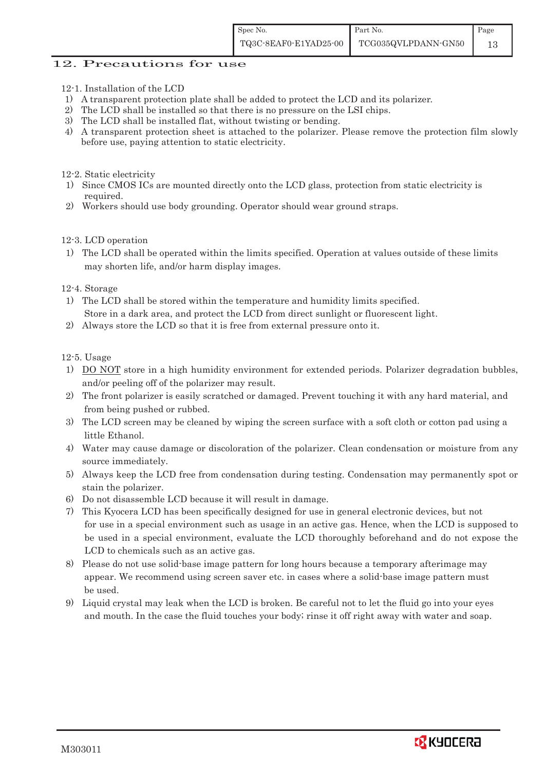## 12. Precautions for use

12-1. Installation of the LCD

1) A transparent protection plate shall be added to protect the LCD and its polarizer.
2) The LCD shall be installed so that there is no pressure on the LSI chips.
3) The LCD shall be installed flat, without twisting or bending.
4) A transparent protection sheet is attached to the polarizer. Please remove the protection film slowly before use, paying attention to static electricity.

12-2. Static electricity

1) Since CMOS ICs are mounted directly onto the LCD glass, protection from static electricity is required.
2) Workers should use body grounding. Operator should wear ground straps.

12-3. LCD operation

1) The LCD shall be operated within the limits specified. Operation at values outside of these limits may shorten life, and/or harm display images.

12-4. Storage

1) The LCD shall be stored within the temperature and humidity limits specified. Store in a dark area, and protect the LCD from direct sunlight or fluorescent light.
2) Always store the LCD so that it is free from external pressure onto it.

12-5. Usage

1) <u>DO NOT</u> store in a high humidity environment for extended periods. Polarizer degradation bubbles, and/or peeling off of the polarizer may result.
2) The front polarizer is easily scratched or damaged. Prevent touching it with any hard material, and from being pushed or rubbed.
3) The LCD screen may be cleaned by wiping the screen surface with a soft cloth or cotton pad using a little Ethanol.
4) Water may cause damage or discoloration of the polarizer. Clean condensation or moisture from any source immediately.
5) Always keep the LCD free from condensation during testing. Condensation may permanently spot or stain the polarizer.
6) Do not disassemble LCD because it will result in damage.
7) This Kyocera LCD has been specifically designed for use in general electronic devices, but not for use in a special environment such as usage in an active gas. Hence, when the LCD is supposed to be used in a special environment, evaluate the LCD thoroughly beforehand and do not expose the LCD to chemicals such as an active gas.
8) Please do not use solid-base image pattern for long hours because a temporary afterimage may appear. We recommend using screen saver etc. in cases where a solid-base image pattern must be used.
9) Liquid crystal may leak when the LCD is broken. Be careful not to let the fluid go into your eyes and mouth. In the case the fluid touches your body; rinse it off right away with water and soap.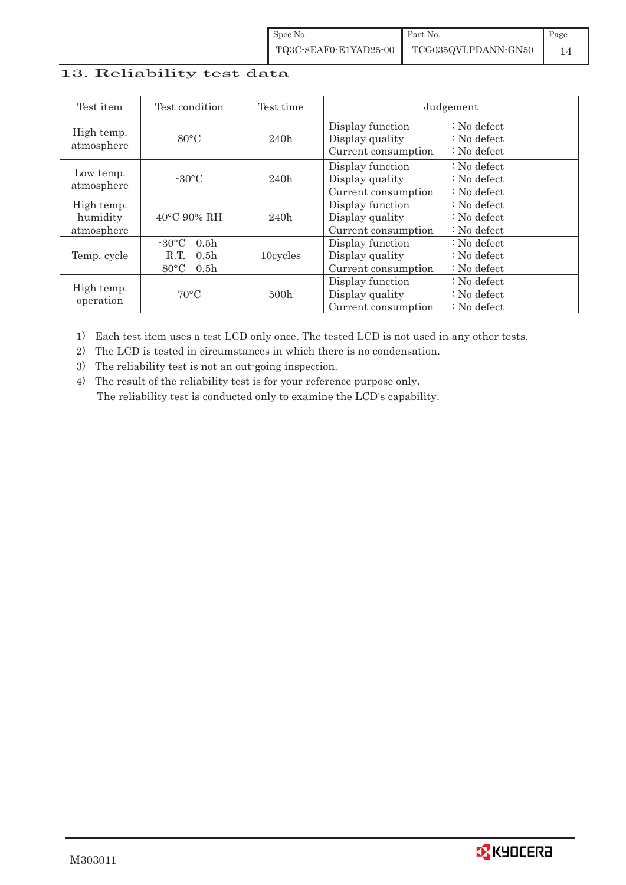## 13. Reliability test data

| Test item | Test condition | Test time | Judgement |
|---|---|---|---|
| High temp. atmosphere | 80°C | 240h | Display function : No defect<br>Display quality : No defect<br>Current consumption : No defect |
| Low temp. atmosphere | -30°C | 240h | Display function : No defect<br>Display quality : No defect<br>Current consumption : No defect |
| High temp. humidity atmosphere | 40°C 90% RH | 240h | Display function : No defect<br>Display quality : No defect<br>Current consumption : No defect |
| Temp. cycle | -30°C 0.5h<br>R.T. 0.5h<br>80°C 0.5h | 10cycles | Display function : No defect<br>Display quality : No defect<br>Current consumption : No defect |
| High temp. operation | 70°C | 500h | Display function : No defect<br>Display quality : No defect<br>Current consumption : No defect |

1) Each test item uses a test LCD only once. The tested LCD is not used in any other tests.
2) The LCD is tested in circumstances in which there is no condensation.
3) The reliability test is not an out-going inspection.
4) The result of the reliability test is for your reference purpose only.
   The reliability test is conducted only to examine the LCD's capability.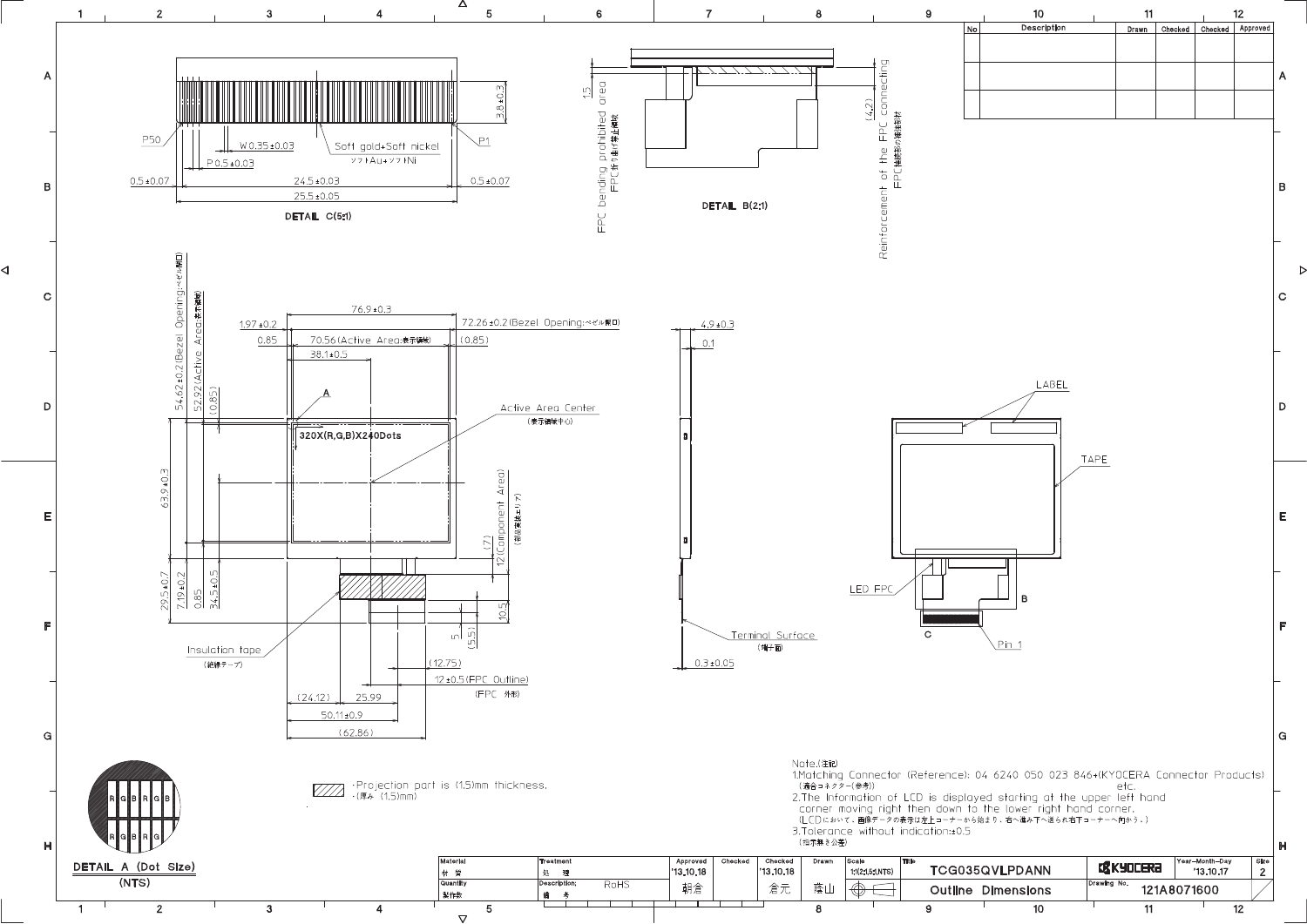| No | Description | Drawn | Checked | Checked | Approved |
|---|---|---|---|---|---|
| | | | | | |
| | | | | | |
| | | | | | |

DETAIL C(5:1)

P50 — W 0.35±0.03 — Soft gold+Soft nickel ソフトAu+ソフトNi — P1

P 0.5±0.03

3.8±0.3

0.5±0.07 — 24.5±0.03 — 0.5±0.07

25.5±0.05

DETAIL B(2:1)

1.5 FPC bending prohibited area FPC折り曲げ禁止領域

(4.2) Reinforcement of the FPC connecting FPC接続部の補強部材

76.9±0.3

1.97±0.2 — 72.26±0.2(Bezel Opening:ベゼル開口)

0.85 — 70.56(Active Area:表示領域) — (0.85)

38.1±0.5

54.62±0.2(Bezel Opening:ベゼル開口)

52.92(Active Area:表示領域)

(0.85)

A

320X(R,G,B)X240Dots

Active Area Center (表示領域中心)

63.9±0.3

(7)

12(Component Area) (部品実装エリア)

29.5±0.7

7.19±0.2

0.85

34.5±0.5

10.5

5

(5.5)

Insulation tape (絶縁テープ)

(12.75)

12±0.5(FPC Outline) (FPC 外形)

(24.12) — 25.99

50.11±0.9

(62.86)

4.9±0.3

0.1

Terminal Surface (端子面)

0.3±0.05

LABEL

TAPE

LED FPC

B

C

Pin 1

DETAIL A (Dot Size) (NTS)

R G B R G B

R G B R G

·Projection part is (1.5)mm thickness. ·(厚み (1.5)mm)

Note.(注記)

1.Matching Connector (Reference): 04 6240 050 023 846+(KYOCERA Connector Products) etc. (適合コネクター(参考))

2.The Information of LCD is displayed starting at the upper left hand corner moving right then down to the lower right hand corner. (LCDにおいて、画像データの表示は左上コーナーから始まり、右へ進み下へ送られ右下コーナーへ向かう。)

3.Tolerance without indication:±0.5 (指示無き公差)

| Material 材 質 | Treatment 処 理 | Approved '13.10.18 | Checked | Checked '13.10.18 | Drawn | Scale 1:1(2:1,5:1,NTS) | Title TCG035QVLPDANN | KYOCERA | Year-Month-Day '13.10.17 | Size 2 |
|---|---|---|---|---|---|---|---|---|---|---|
| Quantity 製作数 | Description; 備 考 RoHS | 朝倉 | | 倉元 | 藤山 | | Outline Dimensions | Drawing No. 121A8071600 | | |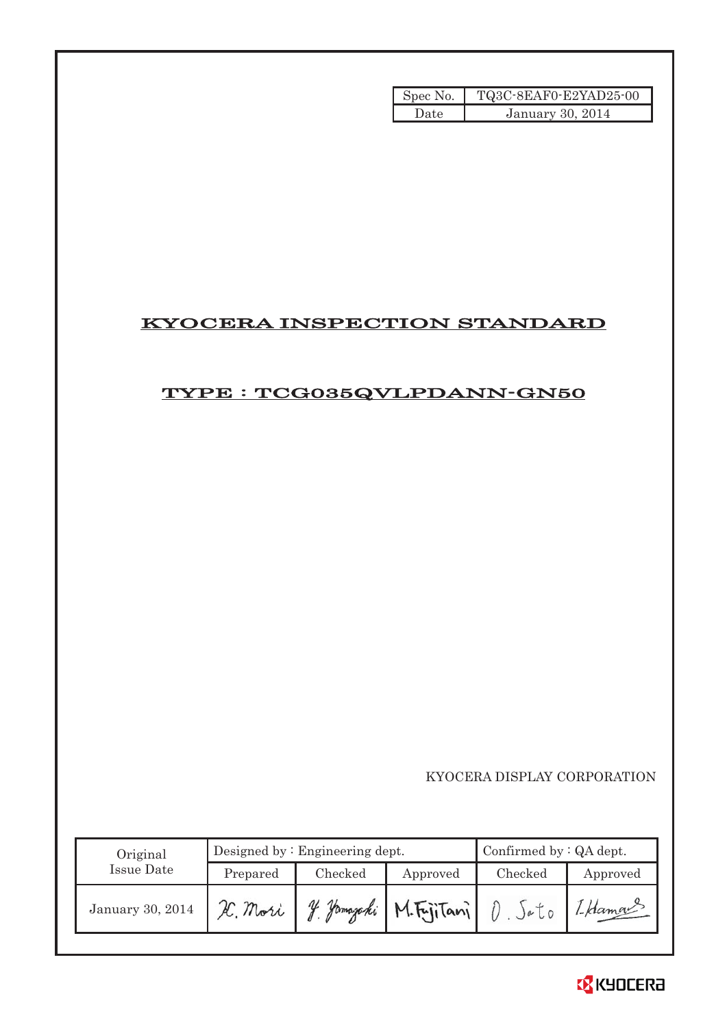| Spec No. | TQ3C-8EAF0-E2YAD25-00 |
|---|---|
| Date | January 30, 2014 |

# KYOCERA INSPECTION STANDARD

## TYPE : TCG035QVLPDANN-GN50

KYOCERA DISPLAY CORPORATION

| Original Issue Date | Designed by : Engineering dept. | | | Confirmed by : QA dept. | |
|---|---|---|---|---|---|
| | Prepared | Checked | Approved | Checked | Approved |
| January 30, 2014 | K. Mori | Y. Yamazaki | M. Fujitani | O. Sato | I. Hamao |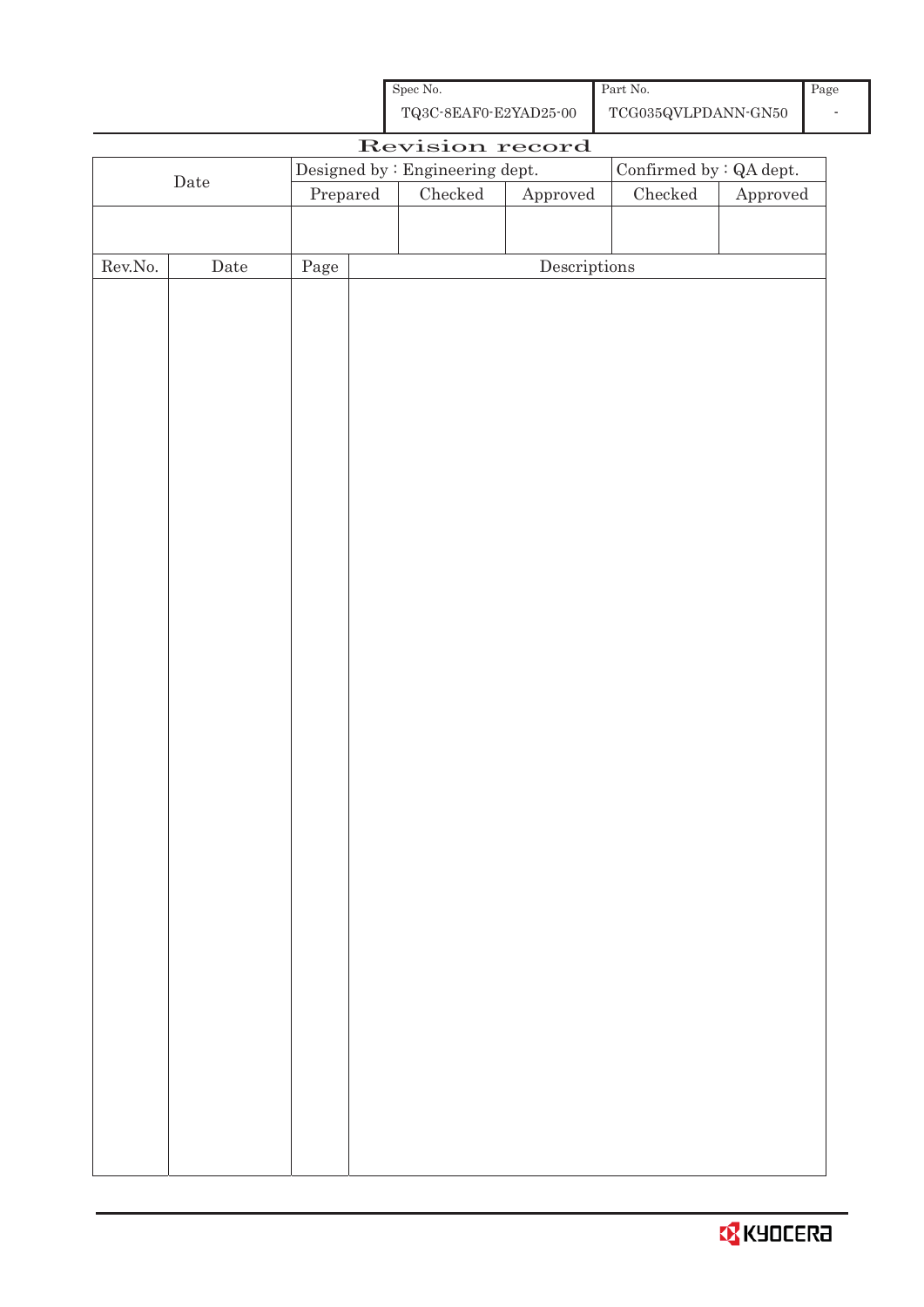| Spec No. | Part No. | Page |
|---|---|---|
| TQ3C-8EAF0-E2YAD25-00 | TCG035QVLPDANN-GN50 | - |

# Revision record

| Date | Designed by : Engineering dept. | | | Confirmed by : QA dept. | |
|---|---|---|---|---|---|
| | Prepared | Checked | Approved | Checked | Approved |
| | | | | | |

| Rev.No. | Date | Page | Descriptions |
|---|---|---|---|
| | | | |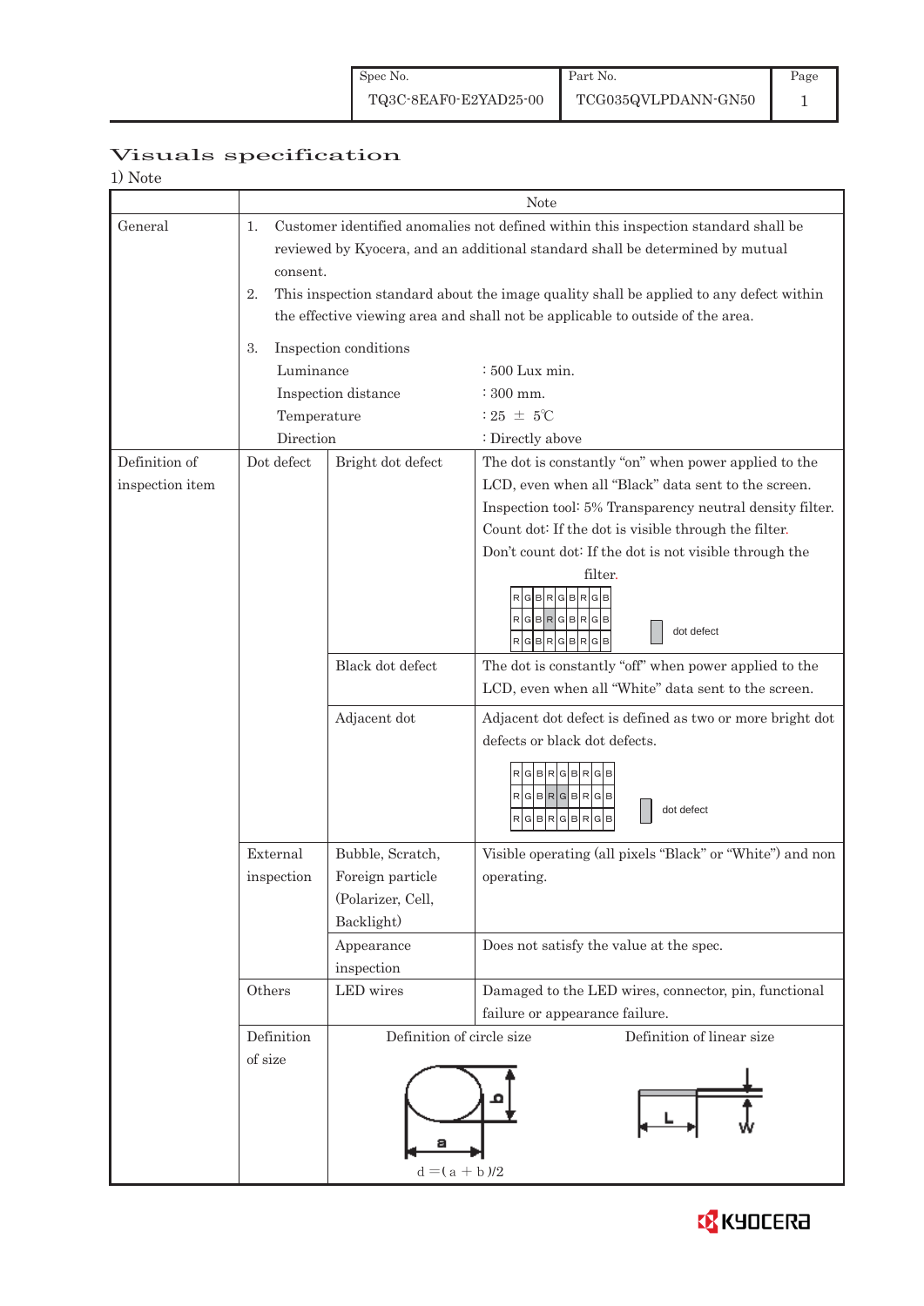| Spec No. | Part No. | Page |
|---|---|---|
| TQ3C-8EAF0-E2YAD25-00 | TCG035QVLPDANN-GN50 | 1 |

# Visuals specification

1) Note

| | Note | | |
|---|---|---|---|
| General | 1. Customer identified anomalies not defined within this inspection standard shall be reviewed by Kyocera, and an additional standard shall be determined by mutual consent.<br>2. This inspection standard about the image quality shall be applied to any defect within the effective viewing area and shall not be applicable to outside of the area.<br>3. Inspection conditions<br>Luminance : 500 Lux min.<br>Inspection distance : 300 mm.<br>Temperature : 25 ± 5℃<br>Direction : Directly above | | |
| Definition of inspection item | Dot defect | Bright dot defect | The dot is constantly "on" when power applied to the LCD, even when all "Black" data sent to the screen.<br>Inspection tool: 5% Transparency neutral density filter.<br>Count dot: If the dot is visible through the filter.<br>Don't count dot: If the dot is not visible through the filter.<br>RGBRGBRGB / RGBRGBRGB / RGBRGBRGB — dot defect |
| | | Black dot defect | The dot is constantly "off" when power applied to the LCD, even when all "White" data sent to the screen. |
| | | Adjacent dot | Adjacent dot defect is defined as two or more bright dot defects or black dot defects.<br>RGBRGBRGB / RGBRGBRGB / RGBRGBRGB — dot defect |
| | External inspection | Bubble, Scratch, Foreign particle (Polarizer, Cell, Backlight) | Visible operating (all pixels "Black" or "White") and non operating. |
| | | Appearance inspection | Does not satisfy the value at the spec. |
| | Others | LED wires | Damaged to the LED wires, connector, pin, functional failure or appearance failure. |
| | Definition of size | Definition of circle size<br>$d = (a + b)/2$ | Definition of linear size<br>L, W |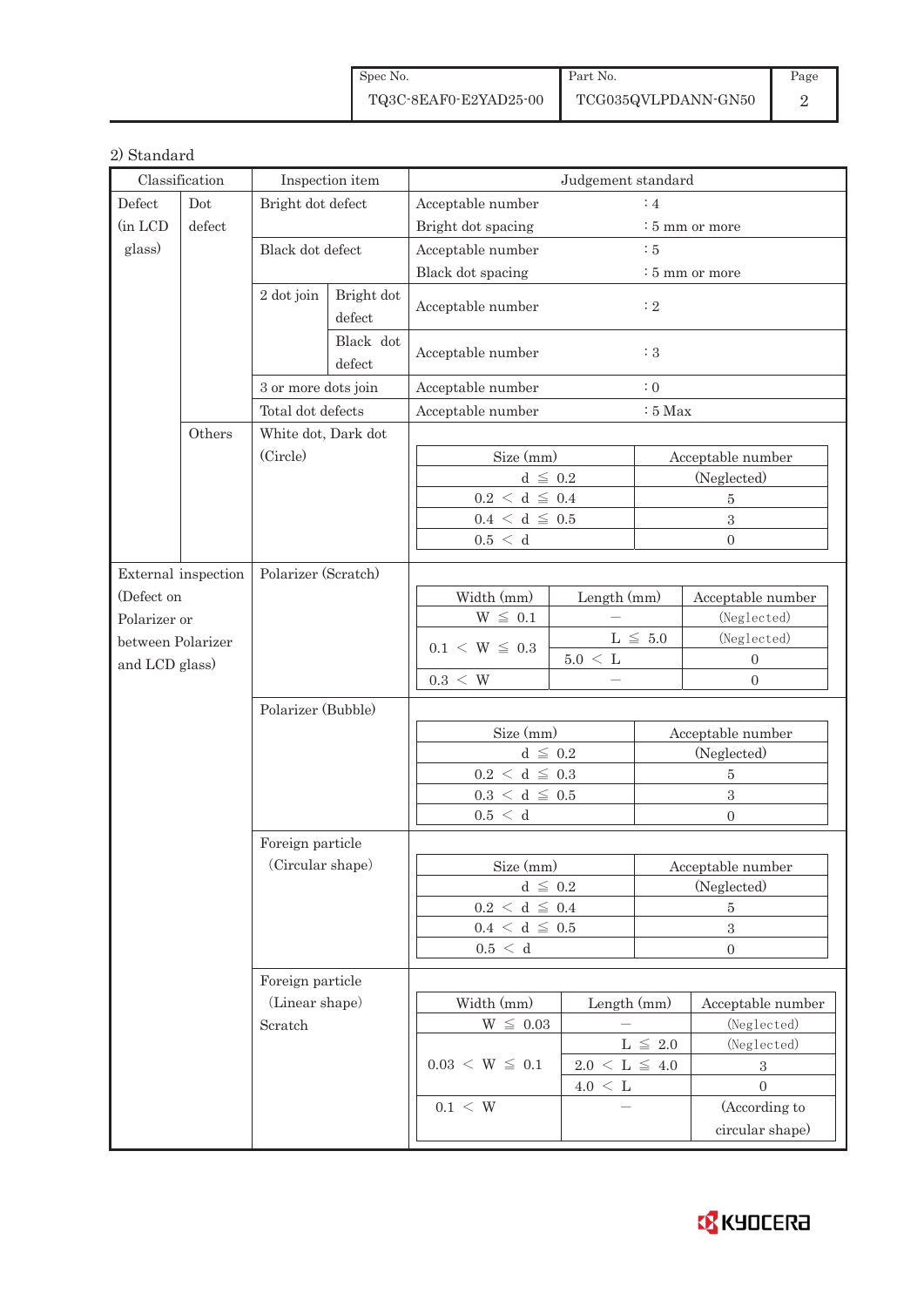2) Standard

| Classification | | Inspection item | | Judgement standard | |
|---|---|---|---|---|---|
| Defect (in LCD glass) | Dot defect | Bright dot defect | | Acceptable number<br>Bright dot spacing | : 4<br>: 5 mm or more |
| | | Black dot defect | | Acceptable number<br>Black dot spacing | : 5<br>: 5 mm or more |
| | | 2 dot join | Bright dot defect | Acceptable number | : 2 |
| | | | Black dot defect | Acceptable number | : 3 |
| | | 3 or more dots join | | Acceptable number | : 0 |
| | | Total dot defects | | Acceptable number | : 5 Max |
| | Others | White dot, Dark dot (Circle) | | (see table below) | |
| External inspection (Defect on Polarizer or between Polarizer and LCD glass) | | Polarizer (Scratch) | | (see table below) | |
| | | Polarizer (Bubble) | | (see table below) | |
| | | Foreign particle (Circular shape) | | (see table below) | |
| | | Foreign particle (Linear shape) Scratch | | (see table below) | |

White dot, Dark dot (Circle)

| Size (mm) | Acceptable number |
|---|---|
| d ≦ 0.2 | (Neglected) |
| 0.2 < d ≦ 0.4 | 5 |
| 0.4 < d ≦ 0.5 | 3 |
| 0.5 < d | 0 |

Polarizer (Scratch)

| Width (mm) | Length (mm) | Acceptable number |
|---|---|---|
| W ≦ 0.1 | — | (Neglected) |
| 0.1 < W ≦ 0.3 | L ≦ 5.0 | (Neglected) |
| | 5.0 < L | 0 |
| 0.3 < W | — | 0 |

Polarizer (Bubble)

| Size (mm) | Acceptable number |
|---|---|
| d ≦ 0.2 | (Neglected) |
| 0.2 < d ≦ 0.3 | 5 |
| 0.3 < d ≦ 0.5 | 3 |
| 0.5 < d | 0 |

Foreign particle (Circular shape)

| Size (mm) | Acceptable number |
|---|---|
| d ≦ 0.2 | (Neglected) |
| 0.2 < d ≦ 0.4 | 5 |
| 0.4 < d ≦ 0.5 | 3 |
| 0.5 < d | 0 |

Foreign particle (Linear shape) Scratch

| Width (mm) | Length (mm) | Acceptable number |
|---|---|---|
| W ≦ 0.03 | — | (Neglected) |
| 0.03 < W ≦ 0.1 | L ≦ 2.0 | (Neglected) |
| | 2.0 < L ≦ 4.0 | 3 |
| | 4.0 < L | 0 |
| 0.1 < W | — | (According to circular shape) |